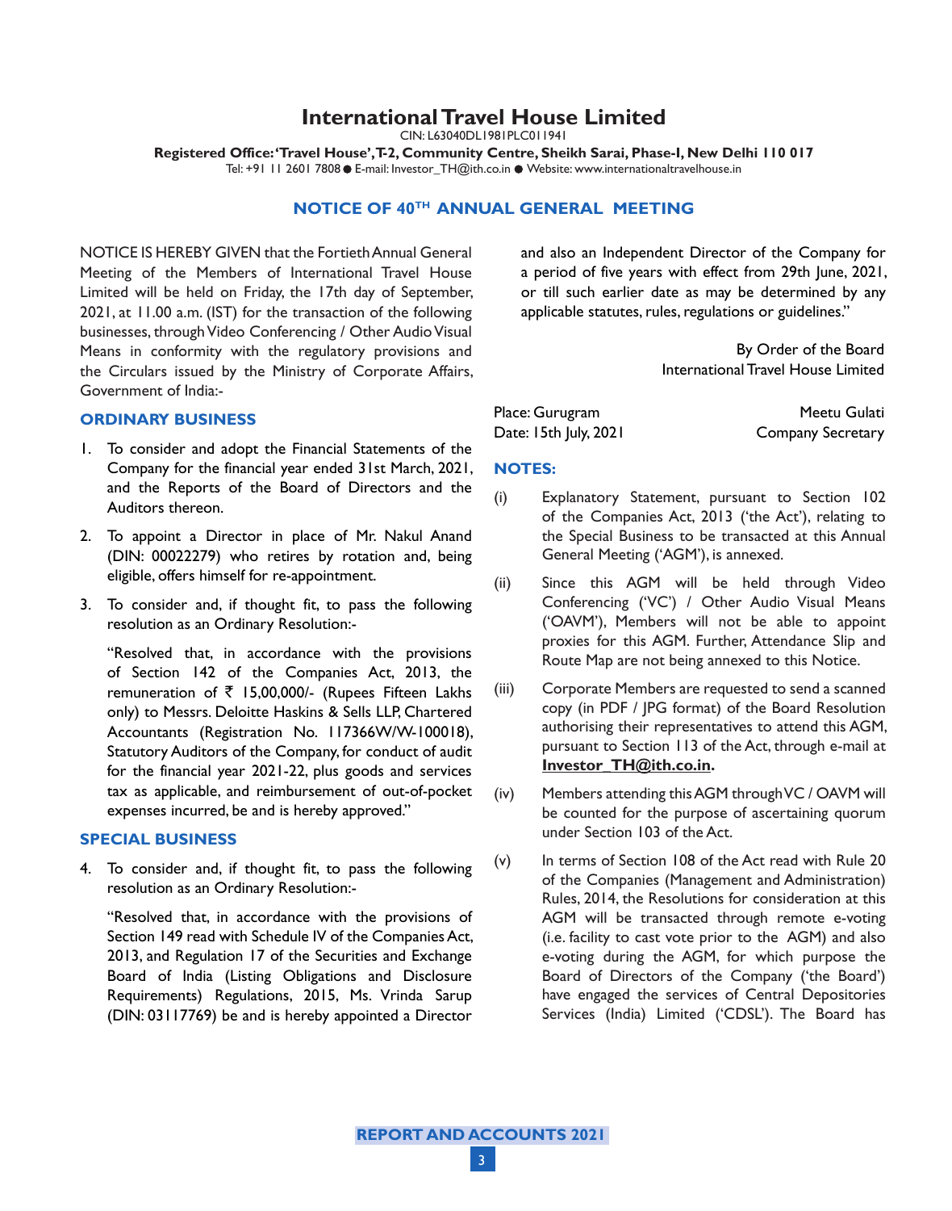# International Travel House Limited

CIN: L63040DL1981PLC011941

**Registered Office: 'Travel House', T-2, Community Centre, Sheikh Sarai, Phase-I, New Delhi 110 017**

Tel: +91 11 2601 7808 ● E-mail: Investor_TH@ith.co.in ● Website: www.internationaltravelhouse.in

## NOTICE OF 40TH ANNUAL GENERAL MEETING

NOTICE IS HEREBY GIVEN that the Fortieth Annual General Meeting of the Members of International Travel House Limited will be held on Friday, the 17th day of September, 2021, at 11.00 a.m. (IST) for the transaction of the following businesses, through Video Conferencing / Other Audio Visual Means in conformity with the regulatory provisions and the Circulars issued by the Ministry of Corporate Affairs, Government of India:-

### ORDINARY BUSINESS

1. To consider and adopt the Financial Statements of the Company for the financial year ended 31st March, 2021, and the Reports of the Board of Directors and the Auditors thereon.

2. To appoint a Director in place of Mr. Nakul Anand (DIN: 00022279) who retires by rotation and, being eligible, offers himself for re-appointment.

3. To consider and, if thought fit, to pass the following resolution as an Ordinary Resolution:-

   "Resolved that, in accordance with the provisions of Section 142 of the Companies Act, 2013, the remuneration of ₹ 15,00,000/- (Rupees Fifteen Lakhs only) to Messrs. Deloitte Haskins & Sells LLP, Chartered Accountants (Registration No. 117366W/W-100018), Statutory Auditors of the Company, for conduct of audit for the financial year 2021-22, plus goods and services tax as applicable, and reimbursement of out-of-pocket expenses incurred, be and is hereby approved."

### SPECIAL BUSINESS

4. To consider and, if thought fit, to pass the following resolution as an Ordinary Resolution:-

   "Resolved that, in accordance with the provisions of Section 149 read with Schedule IV of the Companies Act, 2013, and Regulation 17 of the Securities and Exchange Board of India (Listing Obligations and Disclosure Requirements) Regulations, 2015, Ms. Vrinda Sarup (DIN: 03117769) be and is hereby appointed a Director and also an Independent Director of the Company for a period of five years with effect from 29th June, 2021, or till such earlier date as may be determined by any applicable statutes, rules, regulations or guidelines."

By Order of the Board
International Travel House Limited

Place: Gurugram
Date: 15th July, 2021

Meetu Gulati
Company Secretary

### NOTES:

(i) Explanatory Statement, pursuant to Section 102 of the Companies Act, 2013 ('the Act'), relating to the Special Business to be transacted at this Annual General Meeting ('AGM'), is annexed.

(ii) Since this AGM will be held through Video Conferencing ('VC') / Other Audio Visual Means ('OAVM'), Members will not be able to appoint proxies for this AGM. Further, Attendance Slip and Route Map are not being annexed to this Notice.

(iii) Corporate Members are requested to send a scanned copy (in PDF / JPG format) of the Board Resolution authorising their representatives to attend this AGM, pursuant to Section 113 of the Act, through e-mail at **Investor_TH@ith.co.in.**

(iv) Members attending this AGM through VC / OAVM will be counted for the purpose of ascertaining quorum under Section 103 of the Act.

(v) In terms of Section 108 of the Act read with Rule 20 of the Companies (Management and Administration) Rules, 2014, the Resolutions for consideration at this AGM will be transacted through remote e-voting (i.e. facility to cast vote prior to the AGM) and also e-voting during the AGM, for which purpose the Board of Directors of the Company ('the Board') have engaged the services of Central Depositories Services (India) Limited ('CDSL'). The Board has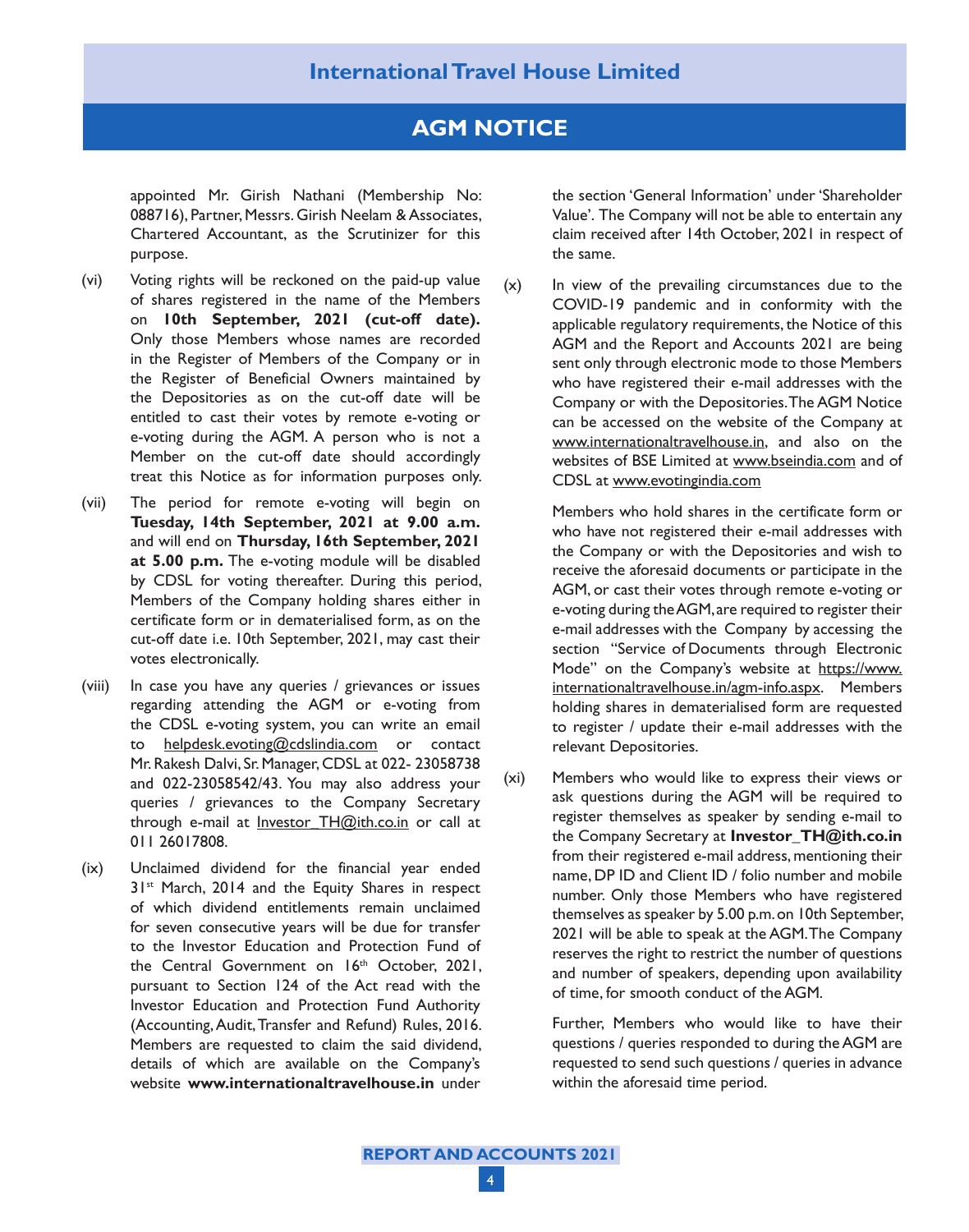appointed Mr. Girish Nathani (Membership No: 088716), Partner, Messrs. Girish Neelam & Associates, Chartered Accountant, as the Scrutinizer for this purpose.

(vi) Voting rights will be reckoned on the paid-up value of shares registered in the name of the Members on **10th September, 2021 (cut-off date).** Only those Members whose names are recorded in the Register of Members of the Company or in the Register of Beneficial Owners maintained by the Depositories as on the cut-off date will be entitled to cast their votes by remote e-voting or e-voting during the AGM. A person who is not a Member on the cut-off date should accordingly treat this Notice as for information purposes only.

(vii) The period for remote e-voting will begin on **Tuesday, 14th September, 2021 at 9.00 a.m.** and will end on **Thursday, 16th September, 2021 at 5.00 p.m.** The e-voting module will be disabled by CDSL for voting thereafter. During this period, Members of the Company holding shares either in certificate form or in dematerialised form, as on the cut-off date i.e. 10th September, 2021, may cast their votes electronically.

(viii) In case you have any queries / grievances or issues regarding attending the AGM or e-voting from the CDSL e-voting system, you can write an email to helpdesk.evoting@cdslindia.com or contact Mr. Rakesh Dalvi, Sr. Manager, CDSL at 022- 23058738 and 022-23058542/43. You may also address your queries / grievances to the Company Secretary through e-mail at Investor_TH@ith.co.in or call at 011 26017808.

(ix) Unclaimed dividend for the financial year ended 31st March, 2014 and the Equity Shares in respect of which dividend entitlements remain unclaimed for seven consecutive years will be due for transfer to the Investor Education and Protection Fund of the Central Government on 16th October, 2021, pursuant to Section 124 of the Act read with the Investor Education and Protection Fund Authority (Accounting, Audit, Transfer and Refund) Rules, 2016. Members are requested to claim the said dividend, details of which are available on the Company's website **www.internationaltravelhouse.in** under the section 'General Information' under 'Shareholder Value'. The Company will not be able to entertain any claim received after 14th October, 2021 in respect of the same.

(x) In view of the prevailing circumstances due to the COVID-19 pandemic and in conformity with the applicable regulatory requirements, the Notice of this AGM and the Report and Accounts 2021 are being sent only through electronic mode to those Members who have registered their e-mail addresses with the Company or with the Depositories. The AGM Notice can be accessed on the website of the Company at www.internationaltravelhouse.in, and also on the websites of BSE Limited at www.bseindia.com and of CDSL at www.evotingindia.com

Members who hold shares in the certificate form or who have not registered their e-mail addresses with the Company or with the Depositories and wish to receive the aforesaid documents or participate in the AGM, or cast their votes through remote e-voting or e-voting during the AGM, are required to register their e-mail addresses with the Company by accessing the section "Service of Documents through Electronic Mode" on the Company's website at https://www.internationaltravelhouse.in/agm-info.aspx. Members holding shares in dematerialised form are requested to register / update their e-mail addresses with the relevant Depositories.

(xi) Members who would like to express their views or ask questions during the AGM will be required to register themselves as speaker by sending e-mail to the Company Secretary at **Investor_TH@ith.co.in** from their registered e-mail address, mentioning their name, DP ID and Client ID / folio number and mobile number. Only those Members who have registered themselves as speaker by 5.00 p.m. on 10th September, 2021 will be able to speak at the AGM. The Company reserves the right to restrict the number of questions and number of speakers, depending upon availability of time, for smooth conduct of the AGM.

Further, Members who would like to have their questions / queries responded to during the AGM are requested to send such questions / queries in advance within the aforesaid time period.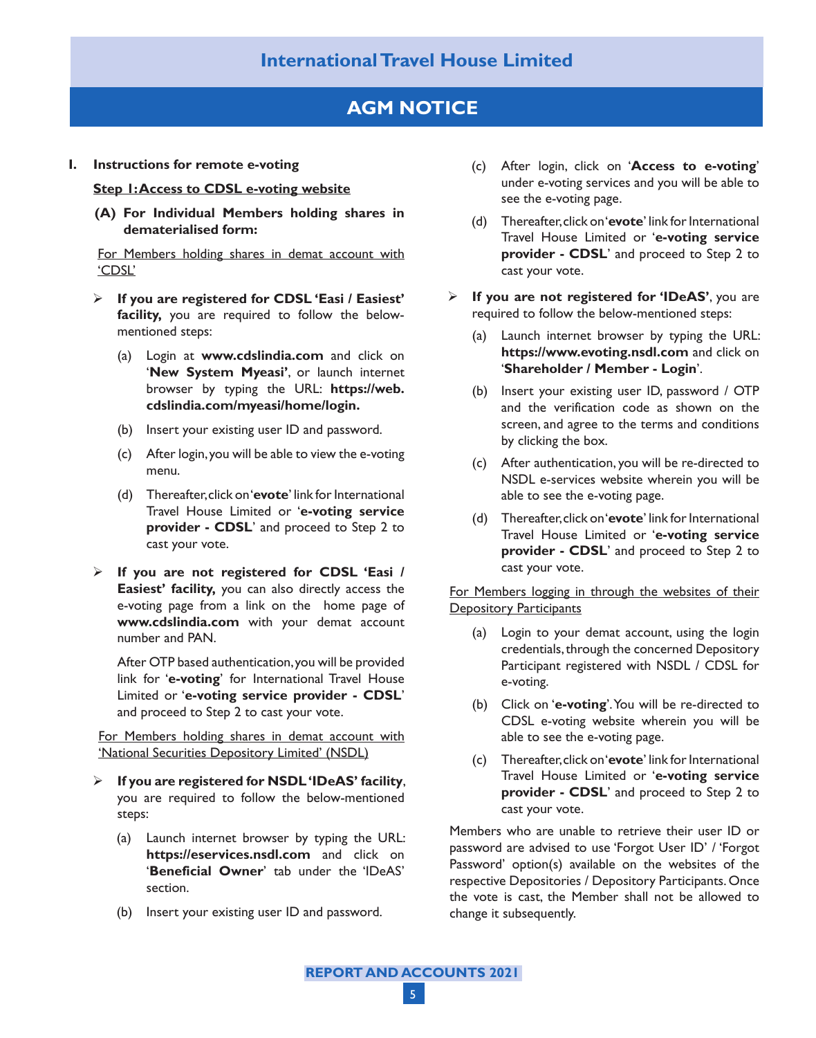**I. Instructions for remote e-voting**

**Step 1: Access to CDSL e-voting website**

**(A) For Individual Members holding shares in dematerialised form:**

For Members holding shares in demat account with 'CDSL'

- **If you are registered for CDSL 'Easi / Easiest' facility,** you are required to follow the below-mentioned steps:
  - (a) Login at **www.cdslindia.com** and click on '**New System Myeasi'**, or launch internet browser by typing the URL: **https://web.cdslindia.com/myeasi/home/login.**
  - (b) Insert your existing user ID and password.
  - (c) After login, you will be able to view the e-voting menu.
  - (d) Thereafter, click on '**evote**' link for International Travel House Limited or '**e-voting service provider - CDSL**' and proceed to Step 2 to cast your vote.

- **If you are not registered for CDSL 'Easi / Easiest' facility,** you can also directly access the e-voting page from a link on the home page of **www.cdslindia.com** with your demat account number and PAN.

  After OTP based authentication, you will be provided link for '**e-voting**' for International Travel House Limited or '**e-voting service provider - CDSL**' and proceed to Step 2 to cast your vote.

For Members holding shares in demat account with 'National Securities Depository Limited' (NSDL)

- **If you are registered for NSDL 'IDeAS' facility**, you are required to follow the below-mentioned steps:
  - (a) Launch internet browser by typing the URL: **https://eservices.nsdl.com** and click on '**Beneficial Owner**' tab under the 'IDeAS' section.
  - (b) Insert your existing user ID and password.
  - (c) After login, click on '**Access to e-voting**' under e-voting services and you will be able to see the e-voting page.
  - (d) Thereafter, click on '**evote**' link for International Travel House Limited or '**e-voting service provider - CDSL**' and proceed to Step 2 to cast your vote.

- **If you are not registered for 'IDeAS'**, you are required to follow the below-mentioned steps:
  - (a) Launch internet browser by typing the URL: **https://www.evoting.nsdl.com** and click on '**Shareholder / Member - Login**'.
  - (b) Insert your existing user ID, password / OTP and the verification code as shown on the screen, and agree to the terms and conditions by clicking the box.
  - (c) After authentication, you will be re-directed to NSDL e-services website wherein you will be able to see the e-voting page.
  - (d) Thereafter, click on '**evote**' link for International Travel House Limited or '**e-voting service provider - CDSL**' and proceed to Step 2 to cast your vote.

For Members logging in through the websites of their Depository Participants

- (a) Login to your demat account, using the login credentials, through the concerned Depository Participant registered with NSDL / CDSL for e-voting.
- (b) Click on '**e-voting**'. You will be re-directed to CDSL e-voting website wherein you will be able to see the e-voting page.
- (c) Thereafter, click on '**evote**' link for International Travel House Limited or '**e-voting service provider - CDSL**' and proceed to Step 2 to cast your vote.

Members who are unable to retrieve their user ID or password are advised to use 'Forgot User ID' / 'Forgot Password' option(s) available on the websites of the respective Depositories / Depository Participants. Once the vote is cast, the Member shall not be allowed to change it subsequently.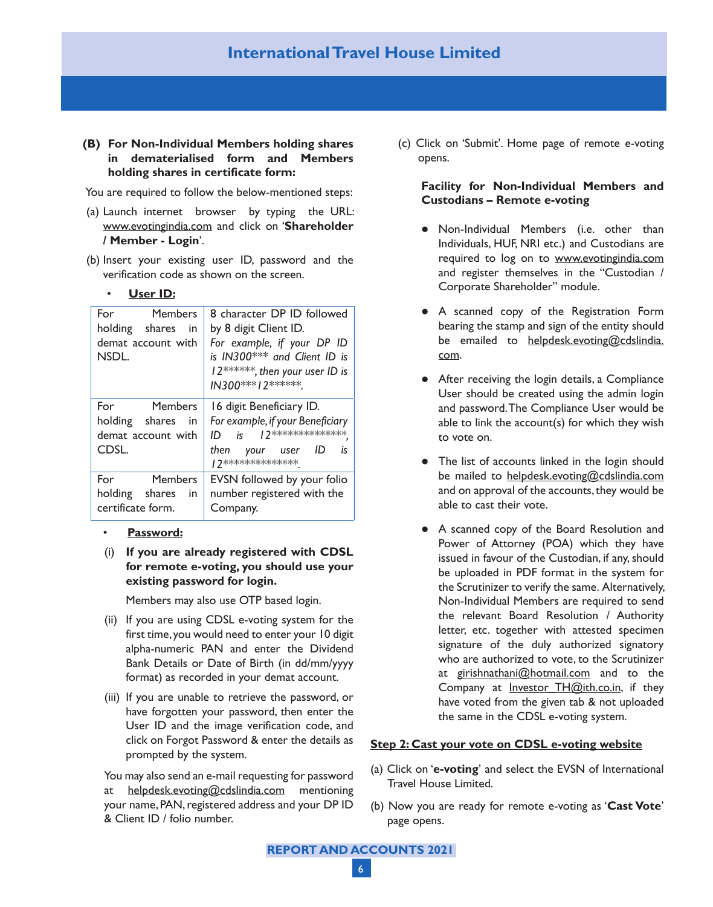**(B) For Non-Individual Members holding shares in dematerialised form and Members holding shares in certificate form:**

You are required to follow the below-mentioned steps:

(a) Launch internet browser by typing the URL: www.evotingindia.com and click on '**Shareholder / Member - Login**'.

(b) Insert your existing user ID, password and the verification code as shown on the screen.

- **User ID:**

| For Members holding shares in demat account with NSDL. | 8 character DP ID followed by 8 digit Client ID. *For example, if your DP ID is IN300*** and Client ID is 12******, then your user ID is IN300***12******.* |
|---|---|
| For Members holding shares in demat account with CDSL. | 16 digit Beneficiary ID. *For example, if your Beneficiary ID is 12**************, then your user ID is 12**************.* |
| For Members holding shares in certificate form. | EVSN followed by your folio number registered with the Company. |

- **Password:**

(i) **If you are already registered with CDSL for remote e-voting, you should use your existing password for login.**

Members may also use OTP based login.

(ii) If you are using CDSL e-voting system for the first time, you would need to enter your 10 digit alpha-numeric PAN and enter the Dividend Bank Details or Date of Birth (in dd/mm/yyyy format) as recorded in your demat account.

(iii) If you are unable to retrieve the password, or have forgotten your password, then enter the User ID and the image verification code, and click on Forgot Password & enter the details as prompted by the system.

You may also send an e-mail requesting for password at helpdesk.evoting@cdslindia.com mentioning your name, PAN, registered address and your DP ID & Client ID / folio number.

(c) Click on 'Submit'. Home page of remote e-voting opens.

**Facility for Non-Individual Members and Custodians – Remote e-voting**

- Non-Individual Members (i.e. other than Individuals, HUF, NRI etc.) and Custodians are required to log on to www.evotingindia.com and register themselves in the "Custodian / Corporate Shareholder" module.
- A scanned copy of the Registration Form bearing the stamp and sign of the entity should be emailed to helpdesk.evoting@cdslindia.com.
- After receiving the login details, a Compliance User should be created using the admin login and password. The Compliance User would be able to link the account(s) for which they wish to vote on.
- The list of accounts linked in the login should be mailed to helpdesk.evoting@cdslindia.com and on approval of the accounts, they would be able to cast their vote.
- A scanned copy of the Board Resolution and Power of Attorney (POA) which they have issued in favour of the Custodian, if any, should be uploaded in PDF format in the system for the Scrutinizer to verify the same. Alternatively, Non-Individual Members are required to send the relevant Board Resolution / Authority letter, etc. together with attested specimen signature of the duly authorized signatory who are authorized to vote, to the Scrutinizer at girishnathani@hotmail.com and to the Company at Investor_TH@ith.co.in, if they have voted from the given tab & not uploaded the same in the CDSL e-voting system.

**Step 2: Cast your vote on CDSL e-voting website**

(a) Click on '**e-voting**' and select the EVSN of International Travel House Limited.

(b) Now you are ready for remote e-voting as '**Cast Vote**' page opens.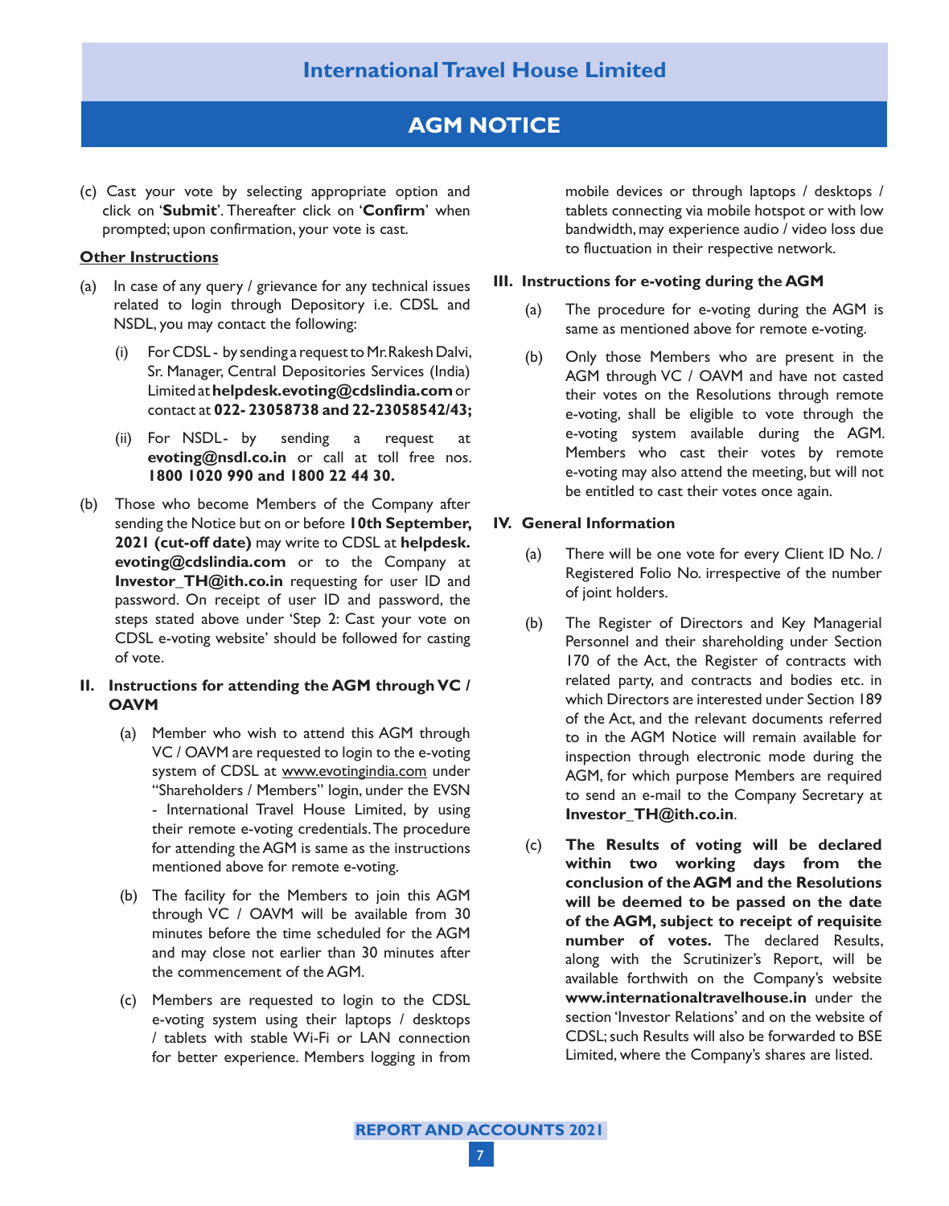(c) Cast your vote by selecting appropriate option and click on '**Submit**'. Thereafter click on '**Confirm**' when prompted; upon confirmation, your vote is cast.

**Other Instructions**

(a) In case of any query / grievance for any technical issues related to login through Depository i.e. CDSL and NSDL, you may contact the following:

   (i) For CDSL - by sending a request to Mr. Rakesh Dalvi, Sr. Manager, Central Depositories Services (India) Limited at **helpdesk.evoting@cdslindia.com** or contact at **022- 23058738 and 22-23058542/43;**

   (ii) For NSDL- by sending a request at **evoting@nsdl.co.in** or call at toll free nos. **1800 1020 990 and 1800 22 44 30.**

(b) Those who become Members of the Company after sending the Notice but on or before **10th September, 2021 (cut-off date)** may write to CDSL at **helpdesk.evoting@cdslindia.com** or to the Company at **Investor_TH@ith.co.in** requesting for user ID and password. On receipt of user ID and password, the steps stated above under 'Step 2: Cast your vote on CDSL e-voting website' should be followed for casting of vote.

**II. Instructions for attending the AGM through VC / OAVM**

(a) Member who wish to attend this AGM through VC / OAVM are requested to login to the e-voting system of CDSL at www.evotingindia.com under "Shareholders / Members" login, under the EVSN - International Travel House Limited, by using their remote e-voting credentials. The procedure for attending the AGM is same as the instructions mentioned above for remote e-voting.

(b) The facility for the Members to join this AGM through VC / OAVM will be available from 30 minutes before the time scheduled for the AGM and may close not earlier than 30 minutes after the commencement of the AGM.

(c) Members are requested to login to the CDSL e-voting system using their laptops / desktops / tablets with stable Wi-Fi or LAN connection for better experience. Members logging in from mobile devices or through laptops / desktops / tablets connecting via mobile hotspot or with low bandwidth, may experience audio / video loss due to fluctuation in their respective network.

**III. Instructions for e-voting during the AGM**

(a) The procedure for e-voting during the AGM is same as mentioned above for remote e-voting.

(b) Only those Members who are present in the AGM through VC / OAVM and have not casted their votes on the Resolutions through remote e-voting, shall be eligible to vote through the e-voting system available during the AGM. Members who cast their votes by remote e-voting may also attend the meeting, but will not be entitled to cast their votes once again.

**IV. General Information**

(a) There will be one vote for every Client ID No. / Registered Folio No. irrespective of the number of joint holders.

(b) The Register of Directors and Key Managerial Personnel and their shareholding under Section 170 of the Act, the Register of contracts with related party, and contracts and bodies etc. in which Directors are interested under Section 189 of the Act, and the relevant documents referred to in the AGM Notice will remain available for inspection through electronic mode during the AGM, for which purpose Members are required to send an e-mail to the Company Secretary at **Investor_TH@ith.co.in**.

(c) **The Results of voting will be declared within two working days from the conclusion of the AGM and the Resolutions will be deemed to be passed on the date of the AGM, subject to receipt of requisite number of votes.** The declared Results, along with the Scrutinizer's Report, will be available forthwith on the Company's website **www.internationaltravelhouse.in** under the section 'Investor Relations' and on the website of CDSL; such Results will also be forwarded to BSE Limited, where the Company's shares are listed.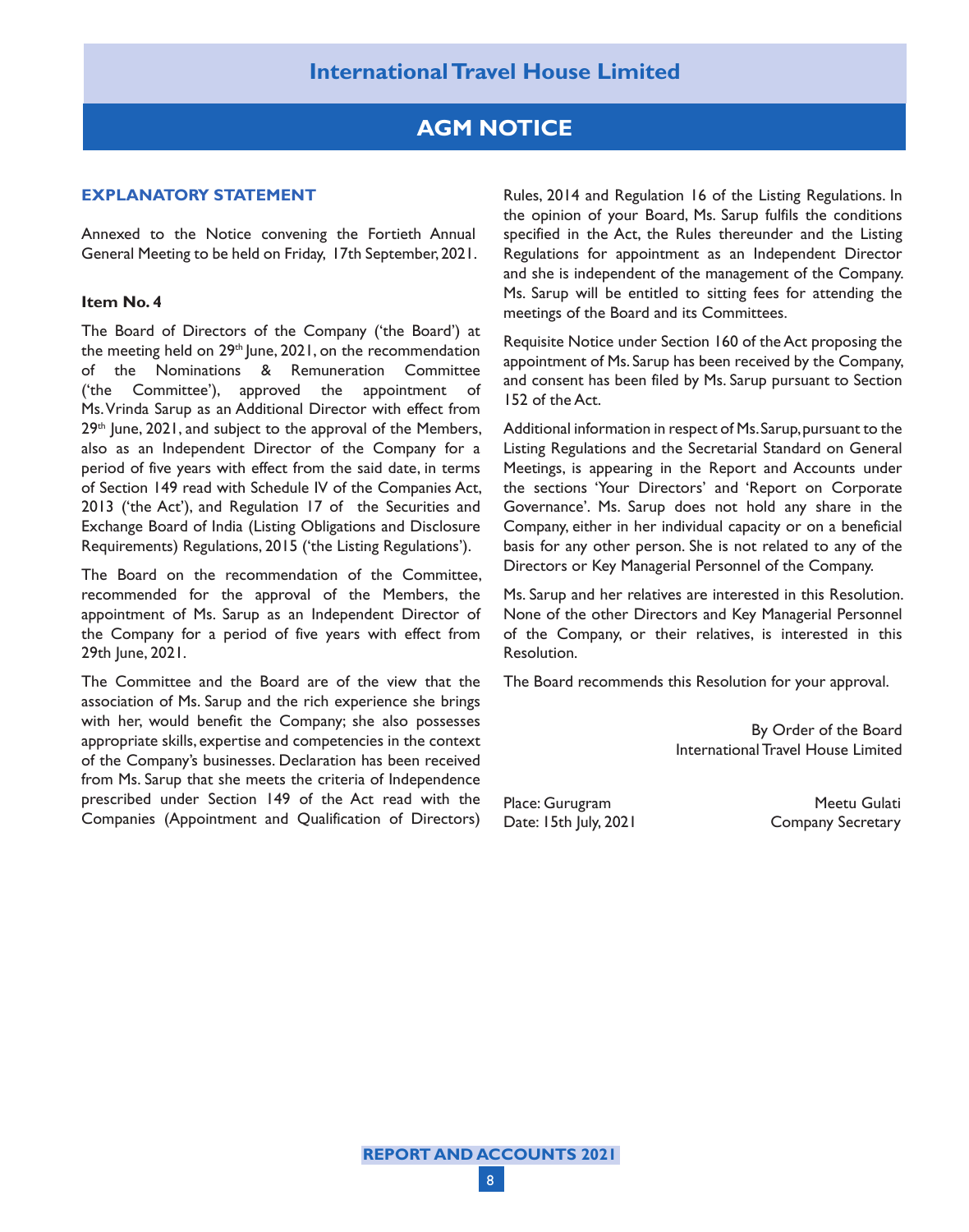## EXPLANATORY STATEMENT

Annexed to the Notice convening the Fortieth Annual General Meeting to be held on Friday, 17th September, 2021.

**Item No. 4**

The Board of Directors of the Company ('the Board') at the meeting held on 29th June, 2021, on the recommendation of the Nominations & Remuneration Committee ('the Committee'), approved the appointment of Ms. Vrinda Sarup as an Additional Director with effect from 29th June, 2021, and subject to the approval of the Members, also as an Independent Director of the Company for a period of five years with effect from the said date, in terms of Section 149 read with Schedule IV of the Companies Act, 2013 ('the Act'), and Regulation 17 of the Securities and Exchange Board of India (Listing Obligations and Disclosure Requirements) Regulations, 2015 ('the Listing Regulations').

The Board on the recommendation of the Committee, recommended for the approval of the Members, the appointment of Ms. Sarup as an Independent Director of the Company for a period of five years with effect from 29th June, 2021.

The Committee and the Board are of the view that the association of Ms. Sarup and the rich experience she brings with her, would benefit the Company; she also possesses appropriate skills, expertise and competencies in the context of the Company's businesses. Declaration has been received from Ms. Sarup that she meets the criteria of Independence prescribed under Section 149 of the Act read with the Companies (Appointment and Qualification of Directors) Rules, 2014 and Regulation 16 of the Listing Regulations. In the opinion of your Board, Ms. Sarup fulfils the conditions specified in the Act, the Rules thereunder and the Listing Regulations for appointment as an Independent Director and she is independent of the management of the Company. Ms. Sarup will be entitled to sitting fees for attending the meetings of the Board and its Committees.

Requisite Notice under Section 160 of the Act proposing the appointment of Ms. Sarup has been received by the Company, and consent has been filed by Ms. Sarup pursuant to Section 152 of the Act.

Additional information in respect of Ms. Sarup, pursuant to the Listing Regulations and the Secretarial Standard on General Meetings, is appearing in the Report and Accounts under the sections 'Your Directors' and 'Report on Corporate Governance'. Ms. Sarup does not hold any share in the Company, either in her individual capacity or on a beneficial basis for any other person. She is not related to any of the Directors or Key Managerial Personnel of the Company.

Ms. Sarup and her relatives are interested in this Resolution. None of the other Directors and Key Managerial Personnel of the Company, or their relatives, is interested in this Resolution.

The Board recommends this Resolution for your approval.

By Order of the Board
International Travel House Limited

Place: Gurugram
Date: 15th July, 2021

Meetu Gulati
Company Secretary